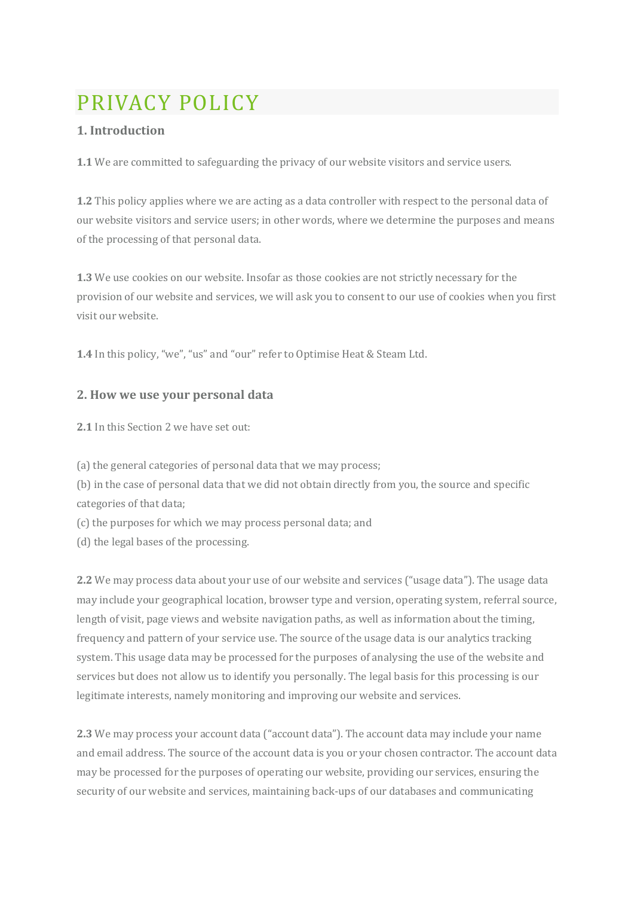# PRIVACY POLICY

## 1. Introduction

**1.1** We are committed to safeguarding the privacy of our website visitors and service users.

**1.2** This policy applies where we are acting as a data controller with respect to the personal data of our website visitors and service users; in other words, where we determine the purposes and means of the processing of that personal data.

**1.3** We use cookies on our website. Insofar as those cookies are not strictly necessary for the provision of our website and services, we will ask you to consent to our use of cookies when you first visit our website.

**1.4** In this policy, "we", "us" and "our" refer to Optimise Heat & Steam Ltd.

## 2. How we use your personal data

**2.1** In this Section 2 we have set out:

(a) the general categories of personal data that we may process;
(b) in the case of personal data that we did not obtain directly from you, the source and specific categories of that data;
(c) the purposes for which we may process personal data; and
(d) the legal bases of the processing.

**2.2** We may process data about your use of our website and services ("usage data"). The usage data may include your geographical location, browser type and version, operating system, referral source, length of visit, page views and website navigation paths, as well as information about the timing, frequency and pattern of your service use. The source of the usage data is our analytics tracking system. This usage data may be processed for the purposes of analysing the use of the website and services but does not allow us to identify you personally. The legal basis for this processing is our legitimate interests, namely monitoring and improving our website and services.

**2.3** We may process your account data ("account data"). The account data may include your name and email address. The source of the account data is you or your chosen contractor. The account data may be processed for the purposes of operating our website, providing our services, ensuring the security of our website and services, maintaining back-ups of our databases and communicating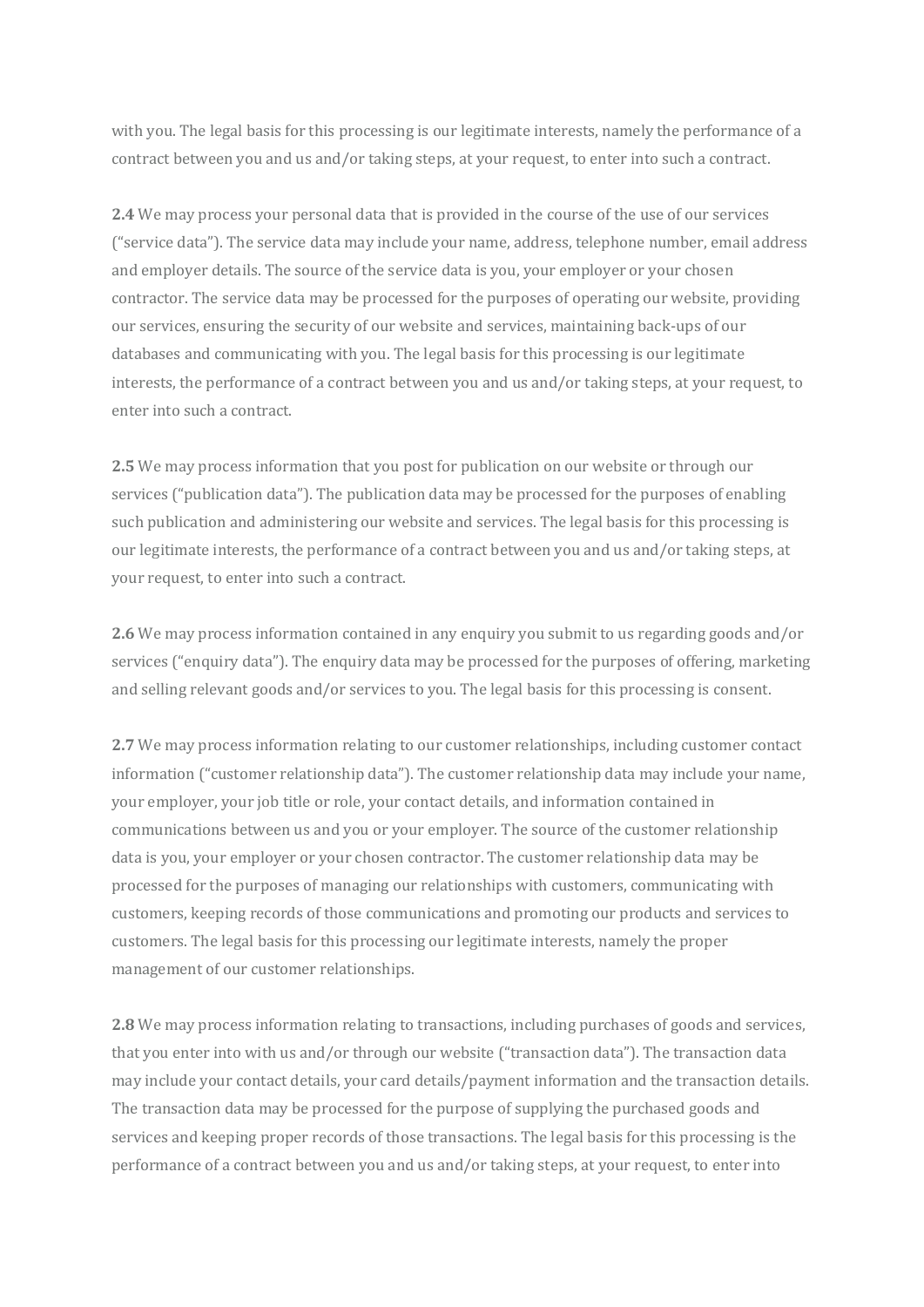with you. The legal basis for this processing is our legitimate interests, namely the performance of a contract between you and us and/or taking steps, at your request, to enter into such a contract.

**2.4** We may process your personal data that is provided in the course of the use of our services ("service data"). The service data may include your name, address, telephone number, email address and employer details. The source of the service data is you, your employer or your chosen contractor. The service data may be processed for the purposes of operating our website, providing our services, ensuring the security of our website and services, maintaining back-ups of our databases and communicating with you. The legal basis for this processing is our legitimate interests, the performance of a contract between you and us and/or taking steps, at your request, to enter into such a contract.

**2.5** We may process information that you post for publication on our website or through our services ("publication data"). The publication data may be processed for the purposes of enabling such publication and administering our website and services. The legal basis for this processing is our legitimate interests, the performance of a contract between you and us and/or taking steps, at your request, to enter into such a contract.

**2.6** We may process information contained in any enquiry you submit to us regarding goods and/or services ("enquiry data"). The enquiry data may be processed for the purposes of offering, marketing and selling relevant goods and/or services to you. The legal basis for this processing is consent.

**2.7** We may process information relating to our customer relationships, including customer contact information ("customer relationship data"). The customer relationship data may include your name, your employer, your job title or role, your contact details, and information contained in communications between us and you or your employer. The source of the customer relationship data is you, your employer or your chosen contractor. The customer relationship data may be processed for the purposes of managing our relationships with customers, communicating with customers, keeping records of those communications and promoting our products and services to customers. The legal basis for this processing our legitimate interests, namely the proper management of our customer relationships.

**2.8** We may process information relating to transactions, including purchases of goods and services, that you enter into with us and/or through our website ("transaction data"). The transaction data may include your contact details, your card details/payment information and the transaction details. The transaction data may be processed for the purpose of supplying the purchased goods and services and keeping proper records of those transactions. The legal basis for this processing is the performance of a contract between you and us and/or taking steps, at your request, to enter into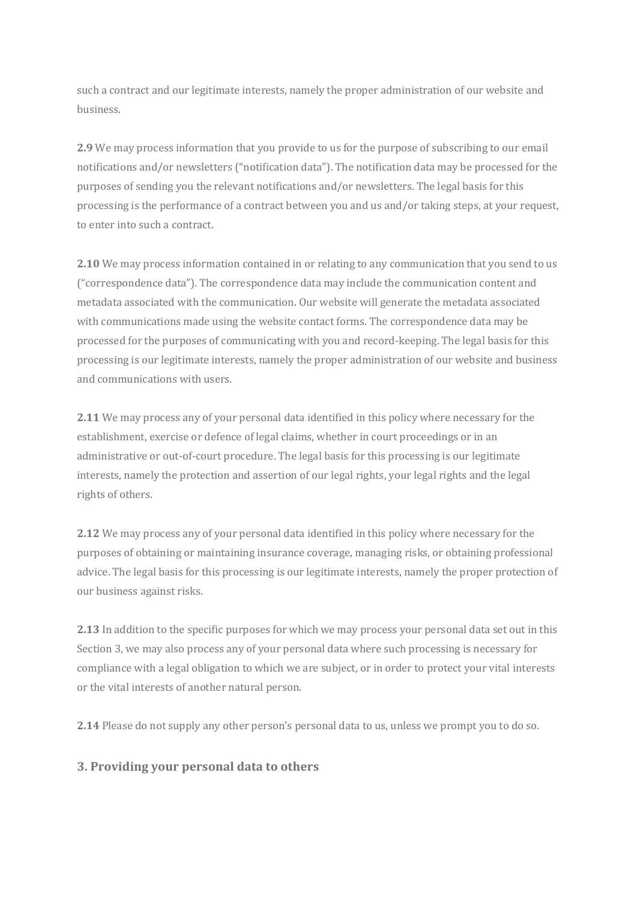such a contract and our legitimate interests, namely the proper administration of our website and business.

**2.9** We may process information that you provide to us for the purpose of subscribing to our email notifications and/or newsletters ("notification data"). The notification data may be processed for the purposes of sending you the relevant notifications and/or newsletters. The legal basis for this processing is the performance of a contract between you and us and/or taking steps, at your request, to enter into such a contract.

**2.10** We may process information contained in or relating to any communication that you send to us ("correspondence data"). The correspondence data may include the communication content and metadata associated with the communication. Our website will generate the metadata associated with communications made using the website contact forms. The correspondence data may be processed for the purposes of communicating with you and record-keeping. The legal basis for this processing is our legitimate interests, namely the proper administration of our website and business and communications with users.

**2.11** We may process any of your personal data identified in this policy where necessary for the establishment, exercise or defence of legal claims, whether in court proceedings or in an administrative or out-of-court procedure. The legal basis for this processing is our legitimate interests, namely the protection and assertion of our legal rights, your legal rights and the legal rights of others.

**2.12** We may process any of your personal data identified in this policy where necessary for the purposes of obtaining or maintaining insurance coverage, managing risks, or obtaining professional advice. The legal basis for this processing is our legitimate interests, namely the proper protection of our business against risks.

**2.13** In addition to the specific purposes for which we may process your personal data set out in this Section 3, we may also process any of your personal data where such processing is necessary for compliance with a legal obligation to which we are subject, or in order to protect your vital interests or the vital interests of another natural person.

**2.14** Please do not supply any other person's personal data to us, unless we prompt you to do so.

## 3. Providing your personal data to others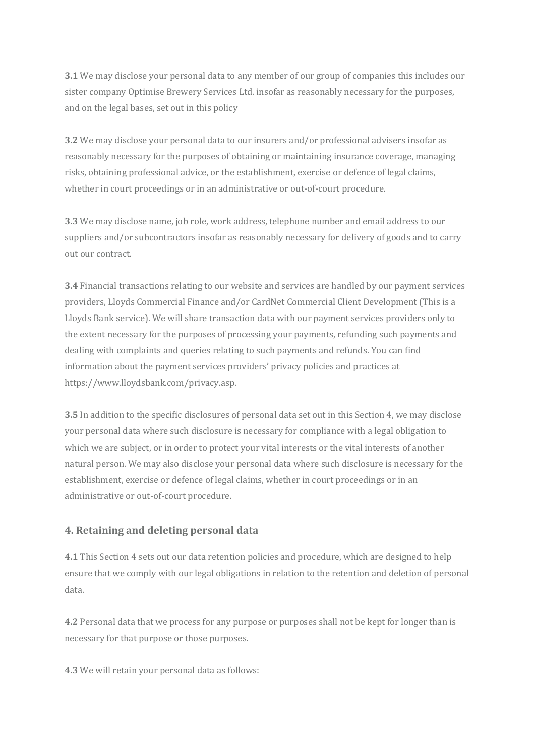**3.1** We may disclose your personal data to any member of our group of companies this includes our sister company Optimise Brewery Services Ltd. insofar as reasonably necessary for the purposes, and on the legal bases, set out in this policy

**3.2** We may disclose your personal data to our insurers and/or professional advisers insofar as reasonably necessary for the purposes of obtaining or maintaining insurance coverage, managing risks, obtaining professional advice, or the establishment, exercise or defence of legal claims, whether in court proceedings or in an administrative or out-of-court procedure.

**3.3** We may disclose name, job role, work address, telephone number and email address to our suppliers and/or subcontractors insofar as reasonably necessary for delivery of goods and to carry out our contract.

**3.4** Financial transactions relating to our website and services are handled by our payment services providers, Lloyds Commercial Finance and/or CardNet Commercial Client Development (This is a Lloyds Bank service). We will share transaction data with our payment services providers only to the extent necessary for the purposes of processing your payments, refunding such payments and dealing with complaints and queries relating to such payments and refunds. You can find information about the payment services providers' privacy policies and practices at https://www.lloydsbank.com/privacy.asp.

**3.5** In addition to the specific disclosures of personal data set out in this Section 4, we may disclose your personal data where such disclosure is necessary for compliance with a legal obligation to which we are subject, or in order to protect your vital interests or the vital interests of another natural person. We may also disclose your personal data where such disclosure is necessary for the establishment, exercise or defence of legal claims, whether in court proceedings or in an administrative or out-of-court procedure.

## 4. Retaining and deleting personal data

**4.1** This Section 4 sets out our data retention policies and procedure, which are designed to help ensure that we comply with our legal obligations in relation to the retention and deletion of personal data.

**4.2** Personal data that we process for any purpose or purposes shall not be kept for longer than is necessary for that purpose or those purposes.

**4.3** We will retain your personal data as follows: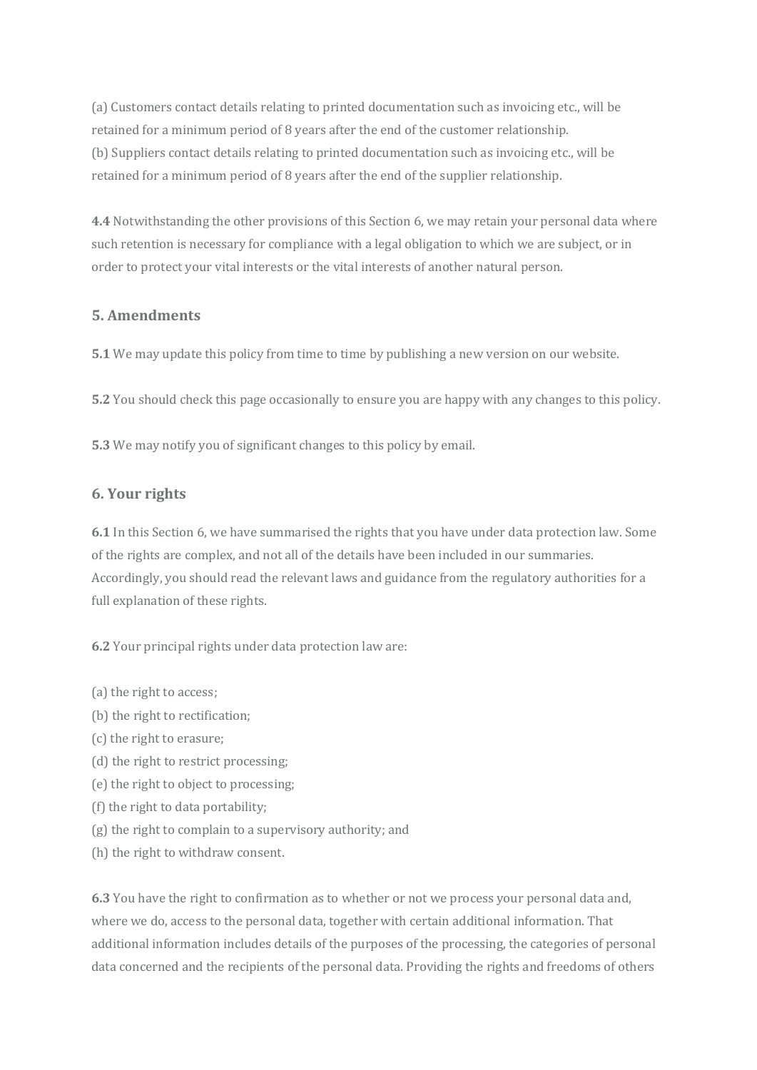(a) Customers contact details relating to printed documentation such as invoicing etc., will be retained for a minimum period of 8 years after the end of the customer relationship.
(b) Suppliers contact details relating to printed documentation such as invoicing etc., will be retained for a minimum period of 8 years after the end of the supplier relationship.

**4.4** Notwithstanding the other provisions of this Section 6, we may retain your personal data where such retention is necessary for compliance with a legal obligation to which we are subject, or in order to protect your vital interests or the vital interests of another natural person.

## 5. Amendments

**5.1** We may update this policy from time to time by publishing a new version on our website.

**5.2** You should check this page occasionally to ensure you are happy with any changes to this policy.

**5.3** We may notify you of significant changes to this policy by email.

## 6. Your rights

**6.1** In this Section 6, we have summarised the rights that you have under data protection law. Some of the rights are complex, and not all of the details have been included in our summaries. Accordingly, you should read the relevant laws and guidance from the regulatory authorities for a full explanation of these rights.

**6.2** Your principal rights under data protection law are:

(a) the right to access;
(b) the right to rectification;
(c) the right to erasure;
(d) the right to restrict processing;
(e) the right to object to processing;
(f) the right to data portability;
(g) the right to complain to a supervisory authority; and
(h) the right to withdraw consent.

**6.3** You have the right to confirmation as to whether or not we process your personal data and, where we do, access to the personal data, together with certain additional information. That additional information includes details of the purposes of the processing, the categories of personal data concerned and the recipients of the personal data. Providing the rights and freedoms of others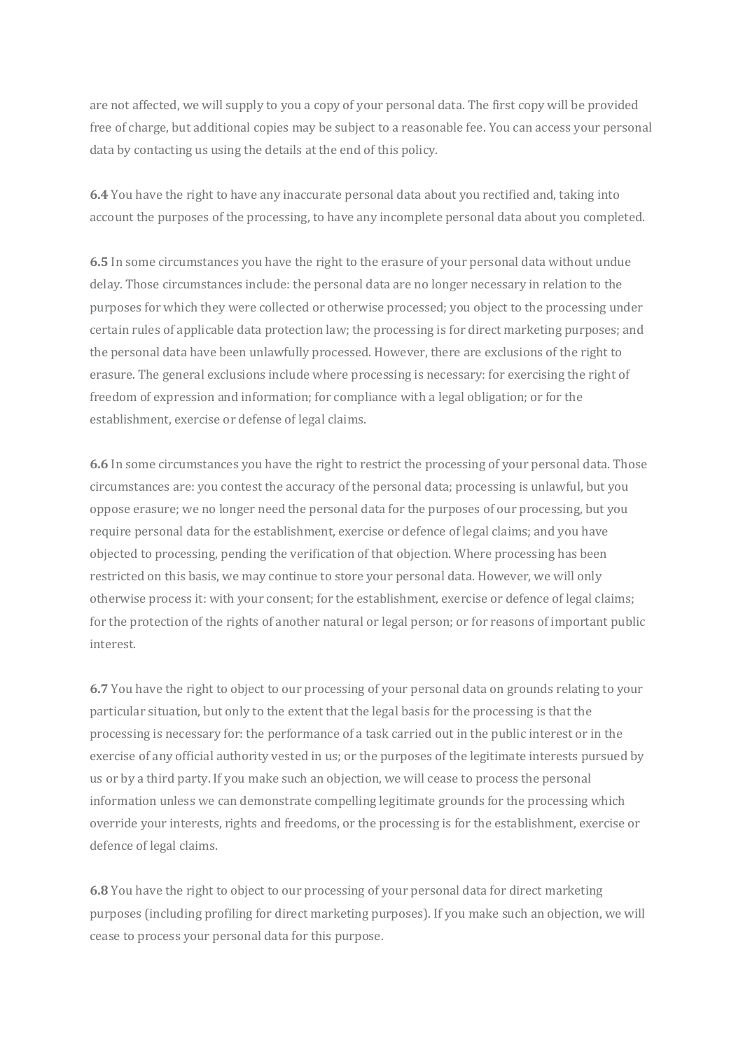are not affected, we will supply to you a copy of your personal data. The first copy will be provided free of charge, but additional copies may be subject to a reasonable fee. You can access your personal data by contacting us using the details at the end of this policy.

**6.4** You have the right to have any inaccurate personal data about you rectified and, taking into account the purposes of the processing, to have any incomplete personal data about you completed.

**6.5** In some circumstances you have the right to the erasure of your personal data without undue delay. Those circumstances include: the personal data are no longer necessary in relation to the purposes for which they were collected or otherwise processed; you object to the processing under certain rules of applicable data protection law; the processing is for direct marketing purposes; and the personal data have been unlawfully processed. However, there are exclusions of the right to erasure. The general exclusions include where processing is necessary: for exercising the right of freedom of expression and information; for compliance with a legal obligation; or for the establishment, exercise or defense of legal claims.

**6.6** In some circumstances you have the right to restrict the processing of your personal data. Those circumstances are: you contest the accuracy of the personal data; processing is unlawful, but you oppose erasure; we no longer need the personal data for the purposes of our processing, but you require personal data for the establishment, exercise or defence of legal claims; and you have objected to processing, pending the verification of that objection. Where processing has been restricted on this basis, we may continue to store your personal data. However, we will only otherwise process it: with your consent; for the establishment, exercise or defence of legal claims; for the protection of the rights of another natural or legal person; or for reasons of important public interest.

**6.7** You have the right to object to our processing of your personal data on grounds relating to your particular situation, but only to the extent that the legal basis for the processing is that the processing is necessary for: the performance of a task carried out in the public interest or in the exercise of any official authority vested in us; or the purposes of the legitimate interests pursued by us or by a third party. If you make such an objection, we will cease to process the personal information unless we can demonstrate compelling legitimate grounds for the processing which override your interests, rights and freedoms, or the processing is for the establishment, exercise or defence of legal claims.

**6.8** You have the right to object to our processing of your personal data for direct marketing purposes (including profiling for direct marketing purposes). If you make such an objection, we will cease to process your personal data for this purpose.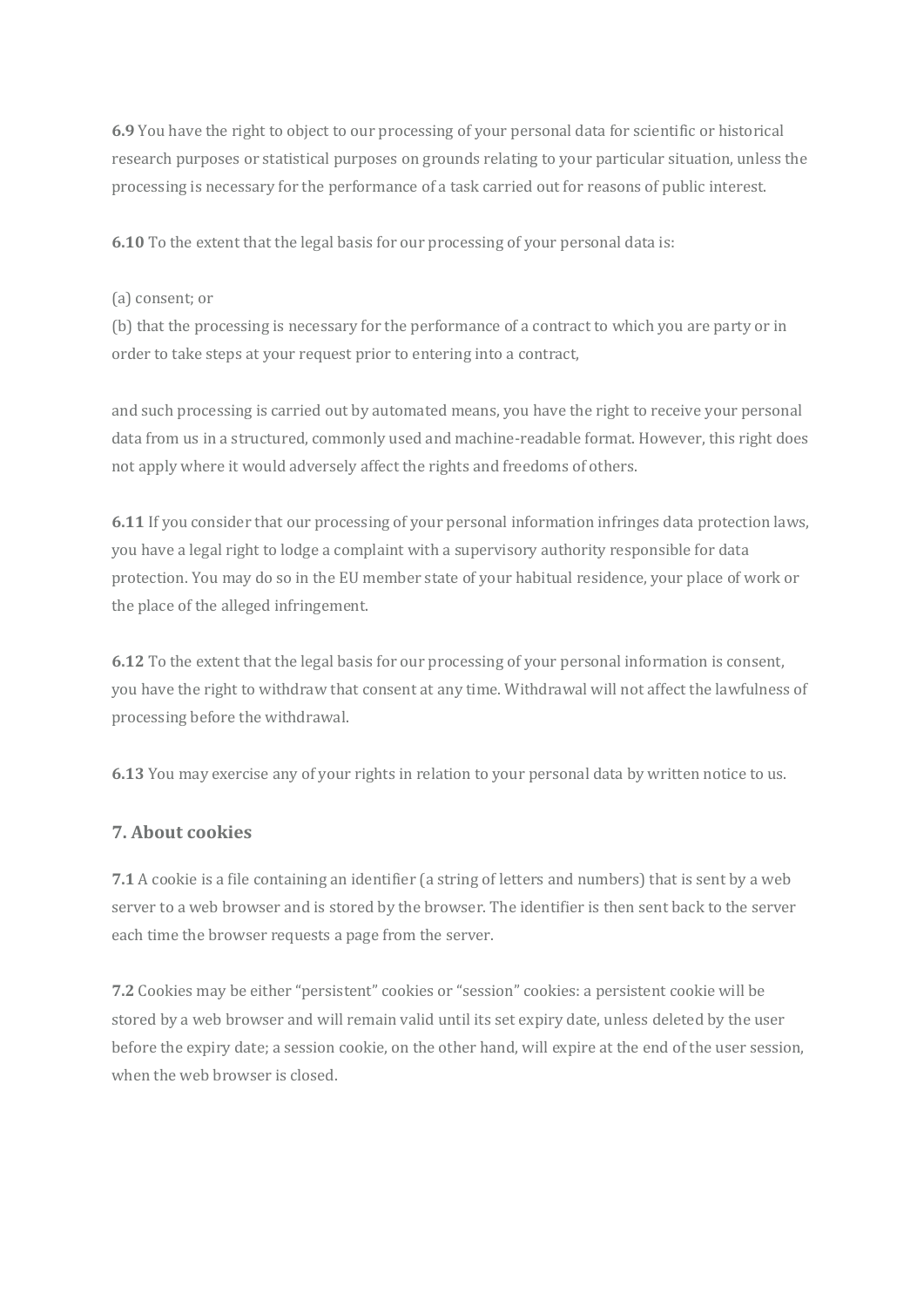**6.9** You have the right to object to our processing of your personal data for scientific or historical research purposes or statistical purposes on grounds relating to your particular situation, unless the processing is necessary for the performance of a task carried out for reasons of public interest.

**6.10** To the extent that the legal basis for our processing of your personal data is:

(a) consent; or
(b) that the processing is necessary for the performance of a contract to which you are party or in order to take steps at your request prior to entering into a contract,

and such processing is carried out by automated means, you have the right to receive your personal data from us in a structured, commonly used and machine-readable format. However, this right does not apply where it would adversely affect the rights and freedoms of others.

**6.11** If you consider that our processing of your personal information infringes data protection laws, you have a legal right to lodge a complaint with a supervisory authority responsible for data protection. You may do so in the EU member state of your habitual residence, your place of work or the place of the alleged infringement.

**6.12** To the extent that the legal basis for our processing of your personal information is consent, you have the right to withdraw that consent at any time. Withdrawal will not affect the lawfulness of processing before the withdrawal.

**6.13** You may exercise any of your rights in relation to your personal data by written notice to us.

## 7. About cookies

**7.1** A cookie is a file containing an identifier (a string of letters and numbers) that is sent by a web server to a web browser and is stored by the browser. The identifier is then sent back to the server each time the browser requests a page from the server.

**7.2** Cookies may be either "persistent" cookies or "session" cookies: a persistent cookie will be stored by a web browser and will remain valid until its set expiry date, unless deleted by the user before the expiry date; a session cookie, on the other hand, will expire at the end of the user session, when the web browser is closed.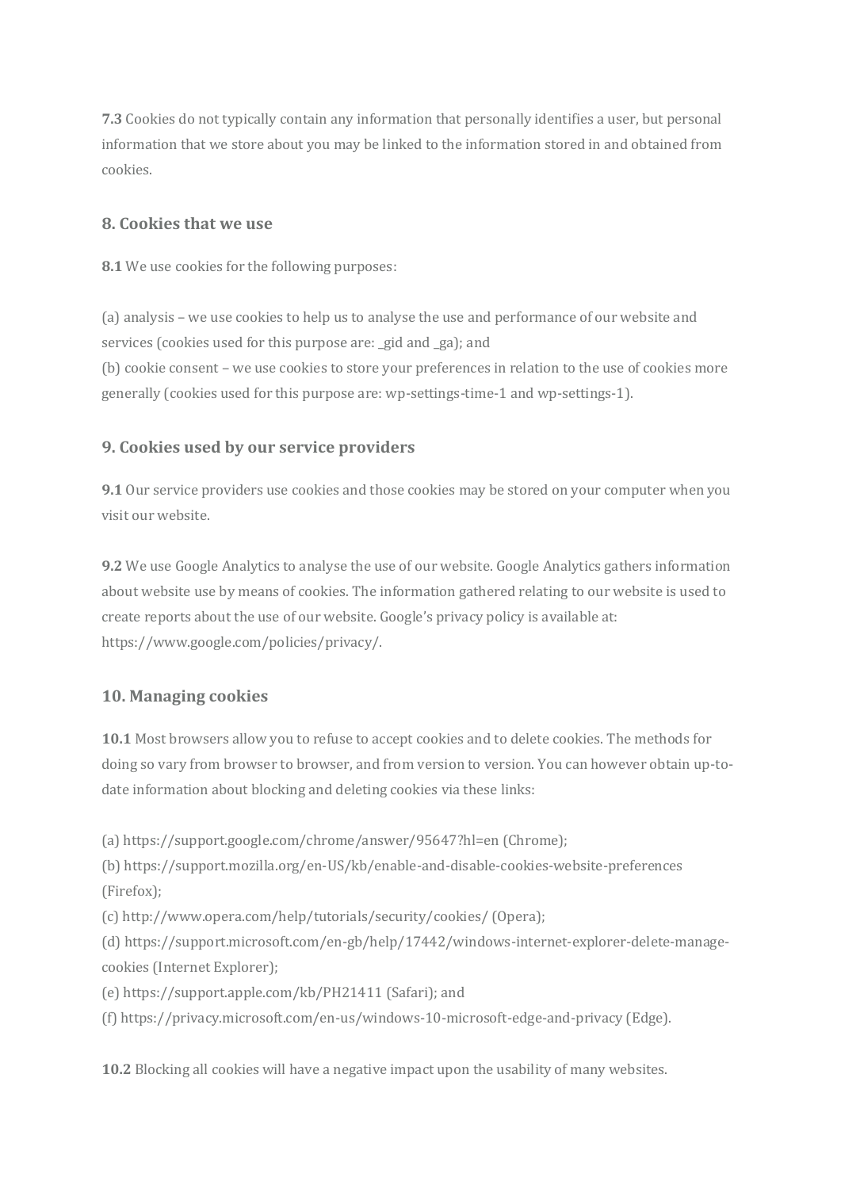**7.3** Cookies do not typically contain any information that personally identifies a user, but personal information that we store about you may be linked to the information stored in and obtained from cookies.

## 8. Cookies that we use

**8.1** We use cookies for the following purposes:

(a) analysis – we use cookies to help us to analyse the use and performance of our website and services (cookies used for this purpose are: _gid and _ga); and
(b) cookie consent – we use cookies to store your preferences in relation to the use of cookies more generally (cookies used for this purpose are: wp-settings-time-1 and wp-settings-1).

## 9. Cookies used by our service providers

**9.1** Our service providers use cookies and those cookies may be stored on your computer when you visit our website.

**9.2** We use Google Analytics to analyse the use of our website. Google Analytics gathers information about website use by means of cookies. The information gathered relating to our website is used to create reports about the use of our website. Google's privacy policy is available at: https://www.google.com/policies/privacy/.

## 10. Managing cookies

**10.1** Most browsers allow you to refuse to accept cookies and to delete cookies. The methods for doing so vary from browser to browser, and from version to version. You can however obtain up-to-date information about blocking and deleting cookies via these links:

(a) https://support.google.com/chrome/answer/95647?hl=en (Chrome);
(b) https://support.mozilla.org/en-US/kb/enable-and-disable-cookies-website-preferences (Firefox);
(c) http://www.opera.com/help/tutorials/security/cookies/ (Opera);
(d) https://support.microsoft.com/en-gb/help/17442/windows-internet-explorer-delete-manage-cookies (Internet Explorer);
(e) https://support.apple.com/kb/PH21411 (Safari); and
(f) https://privacy.microsoft.com/en-us/windows-10-microsoft-edge-and-privacy (Edge).

**10.2** Blocking all cookies will have a negative impact upon the usability of many websites.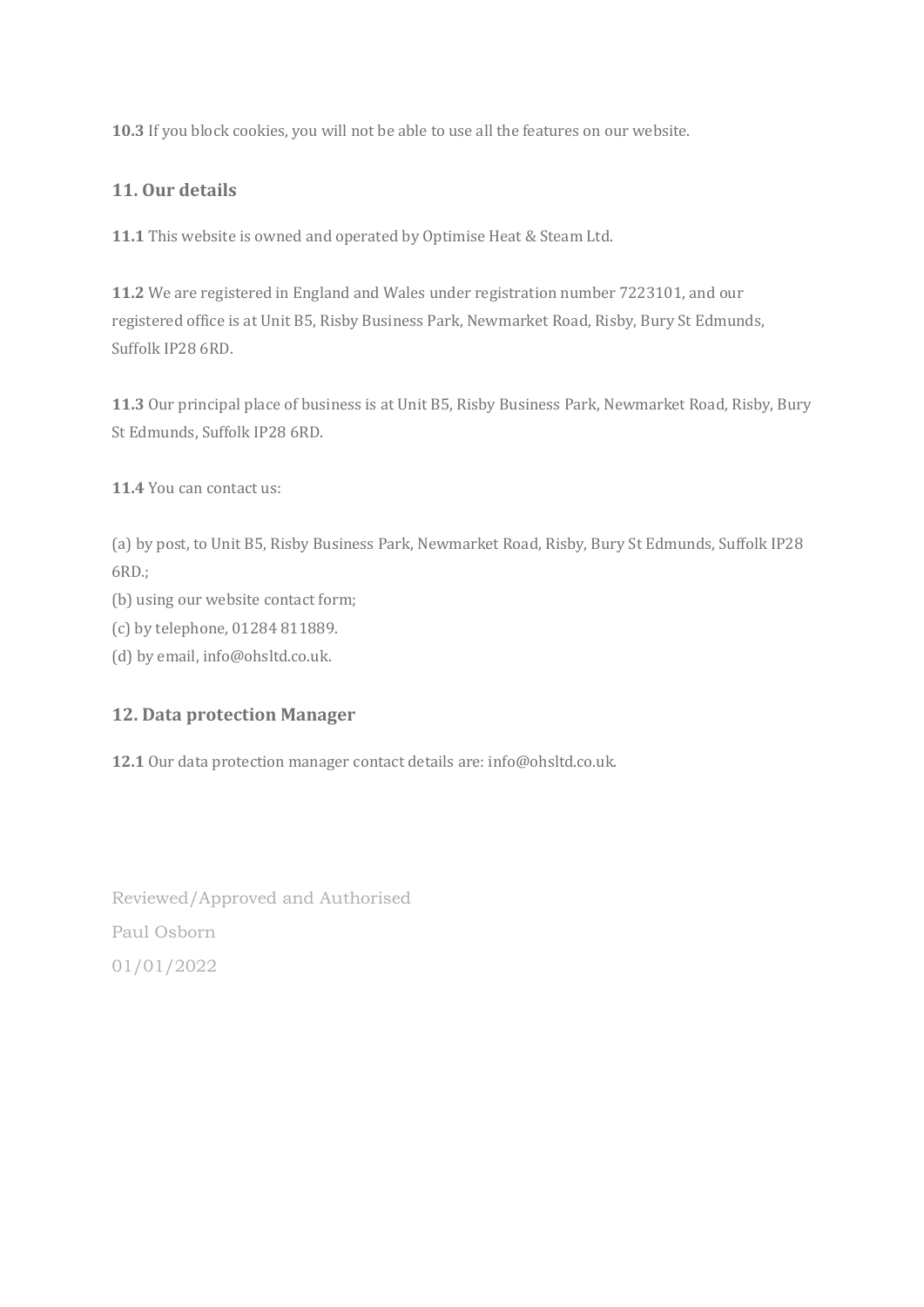**10.3** If you block cookies, you will not be able to use all the features on our website.

## 11. Our details

**11.1** This website is owned and operated by Optimise Heat & Steam Ltd.

**11.2** We are registered in England and Wales under registration number 7223101, and our registered office is at Unit B5, Risby Business Park, Newmarket Road, Risby, Bury St Edmunds, Suffolk IP28 6RD.

**11.3** Our principal place of business is at Unit B5, Risby Business Park, Newmarket Road, Risby, Bury St Edmunds, Suffolk IP28 6RD.

**11.4** You can contact us:

(a) by post, to Unit B5, Risby Business Park, Newmarket Road, Risby, Bury St Edmunds, Suffolk IP28 6RD.;
(b) using our website contact form;
(c) by telephone, 01284 811889.
(d) by email, info@ohsltd.co.uk.

## 12. Data protection Manager

**12.1** Our data protection manager contact details are: info@ohsltd.co.uk.

Reviewed/Approved and Authorised
Paul Osborn
01/01/2022